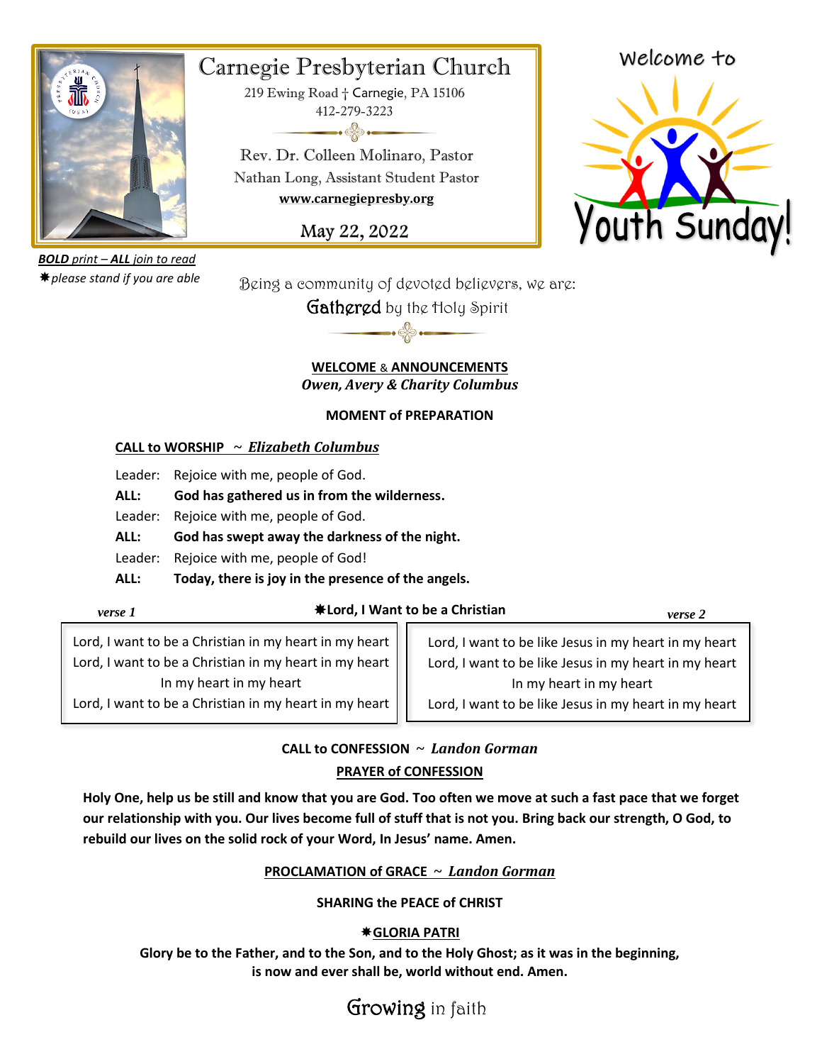# Carnegie Presbyterian Church

219 Ewing Road † Carnegie, PA 15106
412-279-3223

Rev. Dr. Colleen Molinaro, Pastor
Nathan Long, Assistant Student Pastor
**www.carnegiepresby.org**

May 22, 2022

Welcome to Youth Sunday!

***BOLD** print – **ALL** join to read*
*✸please stand if you are able*

Being a community of devoted believers, we are:

## Gathered by the Holy Spirit

**WELCOME & ANNOUNCEMENTS**
***Owen, Avery & Charity Columbus***

**MOMENT of PREPARATION**

**CALL to WORSHIP ~ *Elizabeth Columbus***

Leader: Rejoice with me, people of God.
**ALL: God has gathered us in from the wilderness.**
Leader: Rejoice with me, people of God.
**ALL: God has swept away the darkness of the night.**
Leader: Rejoice with me, people of God!
**ALL: Today, there is joy in the presence of the angels.**

**✸Lord, I Want to be a Christian**

*verse 1*

Lord, I want to be a Christian in my heart in my heart
Lord, I want to be a Christian in my heart in my heart
In my heart in my heart
Lord, I want to be a Christian in my heart in my heart

*verse 2*

Lord, I want to be like Jesus in my heart in my heart
Lord, I want to be like Jesus in my heart in my heart
In my heart in my heart
Lord, I want to be like Jesus in my heart in my heart

**CALL to CONFESSION ~ *Landon Gorman***

**PRAYER of CONFESSION**

**Holy One, help us be still and know that you are God. Too often we move at such a fast pace that we forget our relationship with you. Our lives become full of stuff that is not you. Bring back our strength, O God, to rebuild our lives on the solid rock of your Word, In Jesus' name. Amen.**

**PROCLAMATION of GRACE ~ *Landon Gorman***

**SHARING the PEACE of CHRIST**

**✸GLORIA PATRI**

**Glory be to the Father, and to the Son, and to the Holy Ghost; as it was in the beginning, is now and ever shall be, world without end. Amen.**

## Growing in faith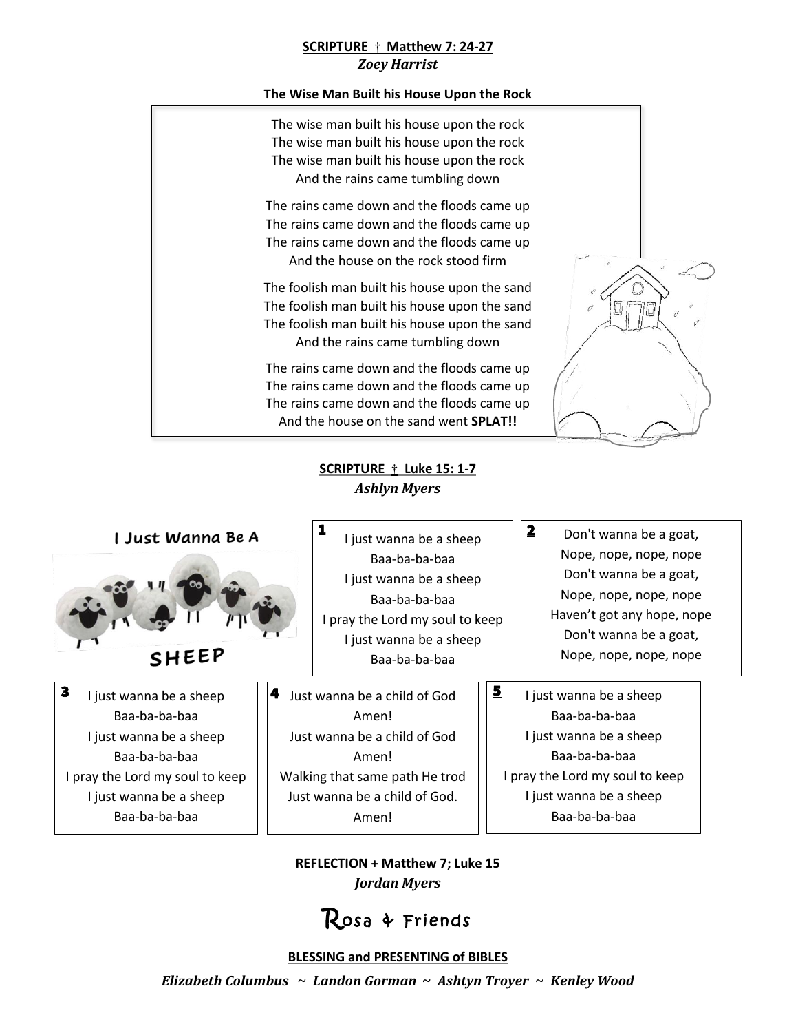**SCRIPTURE † Matthew 7: 24-27**

*Zoey Harrist*

**The Wise Man Built his House Upon the Rock**

The wise man built his house upon the rock
The wise man built his house upon the rock
The wise man built his house upon the rock
And the rains came tumbling down

The rains came down and the floods came up
The rains came down and the floods came up
The rains came down and the floods came up
And the house on the rock stood firm

The foolish man built his house upon the sand
The foolish man built his house upon the sand
The foolish man built his house upon the sand
And the rains came tumbling down

The rains came down and the floods came up
The rains came down and the floods came up
The rains came down and the floods came up
And the house on the sand went **SPLAT!!**

**SCRIPTURE † Luke 15: 1-7**

*Ashlyn Myers*

**I Just Wanna Be A SHEEP**

**1**
I just wanna be a sheep
Baa-ba-ba-baa
I just wanna be a sheep
Baa-ba-ba-baa
I pray the Lord my soul to keep
I just wanna be a sheep
Baa-ba-ba-baa

**2**
Don't wanna be a goat,
Nope, nope, nope, nope
Don't wanna be a goat,
Nope, nope, nope, nope
Haven't got any hope, nope
Don't wanna be a goat,
Nope, nope, nope, nope

**3**
I just wanna be a sheep
Baa-ba-ba-baa
I just wanna be a sheep
Baa-ba-ba-baa
I pray the Lord my soul to keep
I just wanna be a sheep
Baa-ba-ba-baa

**4**
Just wanna be a child of God
Amen!
Just wanna be a child of God
Amen!
Walking that same path He trod
Just wanna be a child of God.
Amen!

**5**
I just wanna be a sheep
Baa-ba-ba-baa
I just wanna be a sheep
Baa-ba-ba-baa
I pray the Lord my soul to keep
I just wanna be a sheep
Baa-ba-ba-baa

**REFLECTION + Matthew 7; Luke 15**

*Jordan Myers*

## Rosa & Friends

**BLESSING and PRESENTING of BIBLES**

***Elizabeth Columbus ~ Landon Gorman ~ Ashtyn Troyer ~ Kenley Wood***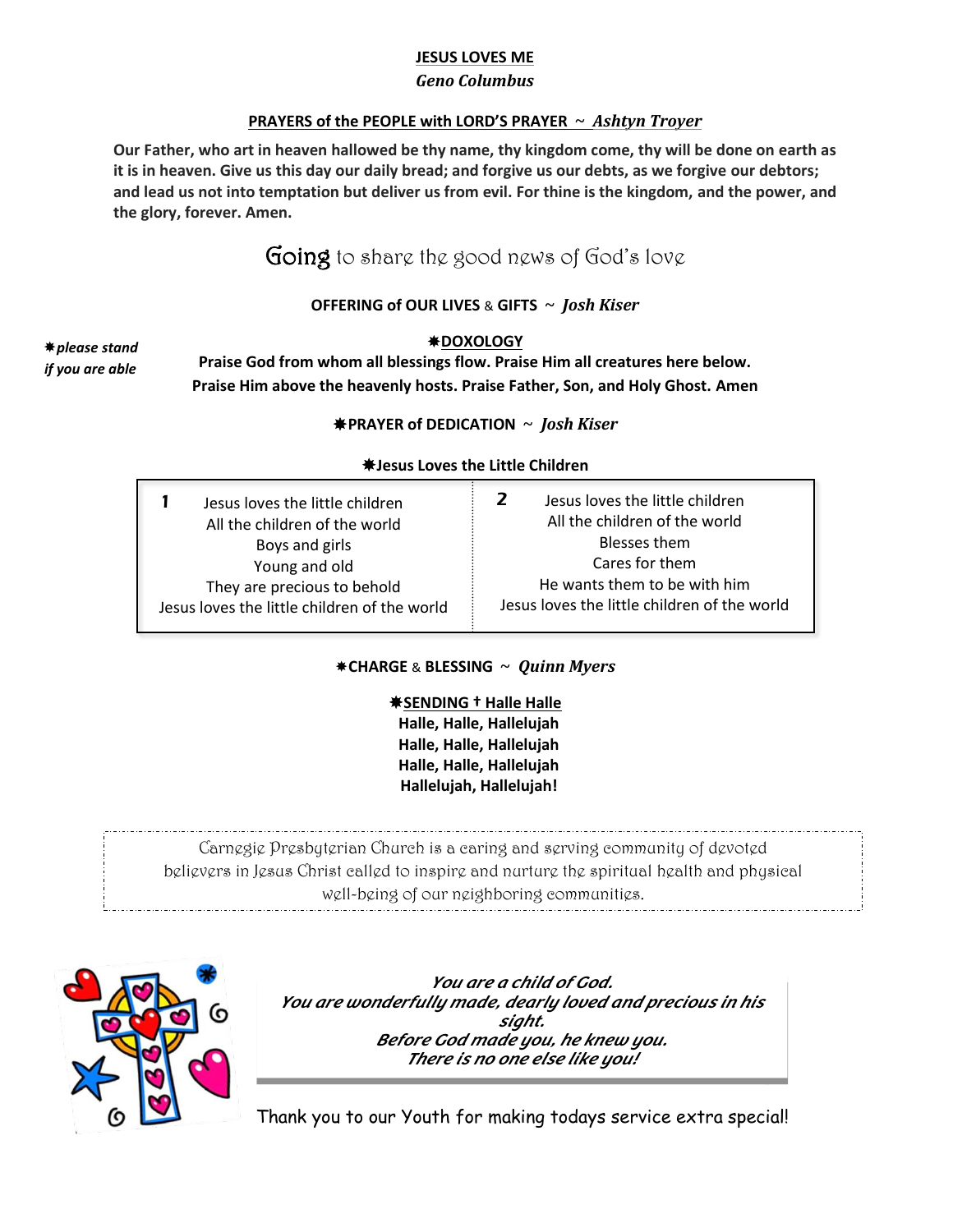**JESUS LOVES ME**

***Geno Columbus***

**PRAYERS of the PEOPLE with LORD'S PRAYER ~ *Ashtyn Troyer***

**Our Father, who art in heaven hallowed be thy name, thy kingdom come, thy will be done on earth as it is in heaven. Give us this day our daily bread; and forgive us our debts, as we forgive our debtors; and lead us not into temptation but deliver us from evil. For thine is the kingdom, and the power, and the glory, forever. Amen.**

## Going to share the good news of God's love

**OFFERING of OUR LIVES & GIFTS ~ *Josh Kiser***

***✷please stand if you are able***

**✷DOXOLOGY**

**Praise God from whom all blessings flow. Praise Him all creatures here below. Praise Him above the heavenly hosts. Praise Father, Son, and Holy Ghost. Amen**

**✷PRAYER of DEDICATION ~ *Josh Kiser***

**✷Jesus Loves the Little Children**

| 1 | 2 |
|---|---|
| Jesus loves the little children<br>All the children of the world<br>Boys and girls<br>Young and old<br>They are precious to behold<br>Jesus loves the little children of the world | Jesus loves the little children<br>All the children of the world<br>Blesses them<br>Cares for them<br>He wants them to be with him<br>Jesus loves the little children of the world |

**✷CHARGE & BLESSING ~ *Quinn Myers***

**✷SENDING † Halle Halle**

**Halle, Halle, Hallelujah**
**Halle, Halle, Hallelujah**
**Halle, Halle, Hallelujah**
**Hallelujah, Hallelujah!**

Carnegie Presbyterian Church is a caring and serving community of devoted believers in Jesus Christ called to inspire and nurture the spiritual health and physical well-being of our neighboring communities.

***You are a child of God.***
***You are wonderfully made, dearly loved and precious in his sight.***
***Before God made you, he knew you.***
***There is no one else like you!***

Thank you to our Youth for making todays service extra special!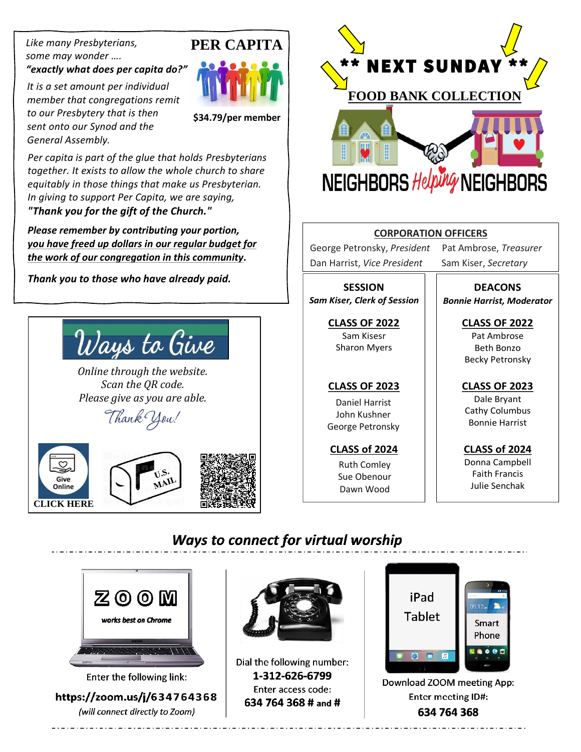## PER CAPITA

*Like many Presbyterians, some may wonder ….*
***"exactly what does per capita do?"***

*It is a set amount per individual member that congregations remit to our Presbytery that is then sent onto our Synod and the General Assembly.*

**$34.79/per member**

*Per capita is part of the glue that holds Presbyterians together. It exists to allow the whole church to share equitably in those things that make us Presbyterian. In giving to support Per Capita, we are saying,* ***"Thank you for the gift of the Church."***

***Please remember by contributing your portion, <u>you have freed up dollars in our regular budget for the work of our congregation in this community</u>.***

***Thank you to those who have already paid.***

## ** NEXT SUNDAY **

### FOOD BANK COLLECTION

NEIGHBORS *Helping* NEIGHBORS

## Ways to Give

*Online through the website.*
*Scan the QR code.*
*Please give as you are able.*

*Thank You!*

Give Online
**CLICK HERE**

U.S. MAIL

### CORPORATION OFFICERS

George Petronsky, *President*
Pat Ambrose, *Treasurer*
Dan Harrist, *Vice President*
Sam Kiser, *Secretary*

### SESSION

***Sam Kiser, Clerk of Session***

**CLASS OF 2022**
Sam Kisesr
Sharon Myers

**CLASS OF 2023**
Daniel Harrist
John Kushner
George Petronsky

**CLASS of 2024**
Ruth Comley
Sue Obenour
Dawn Wood

### DEACONS

***Bonnie Harrist, Moderator***

**CLASS OF 2022**
Pat Ambrose
Beth Bonzo
Becky Petronsky

**CLASS OF 2023**
Dale Bryant
Cathy Columbus
Bonnie Harrist

**CLASS of 2024**
Donna Campbell
Faith Francis
Julie Senchak

## *Ways to connect for virtual worship*

ZOOM
*works best on Chrome*

Enter the following link:
**https://zoom.us/j/634764368**
*(will connect directly to Zoom)*

Dial the following number:
**1-312-626-6799**
Enter access code:
**634 764 368 # and #**

iPad Tablet
Smart Phone

Download ZOOM meeting App:
Enter meeting ID#:
**634 764 368**